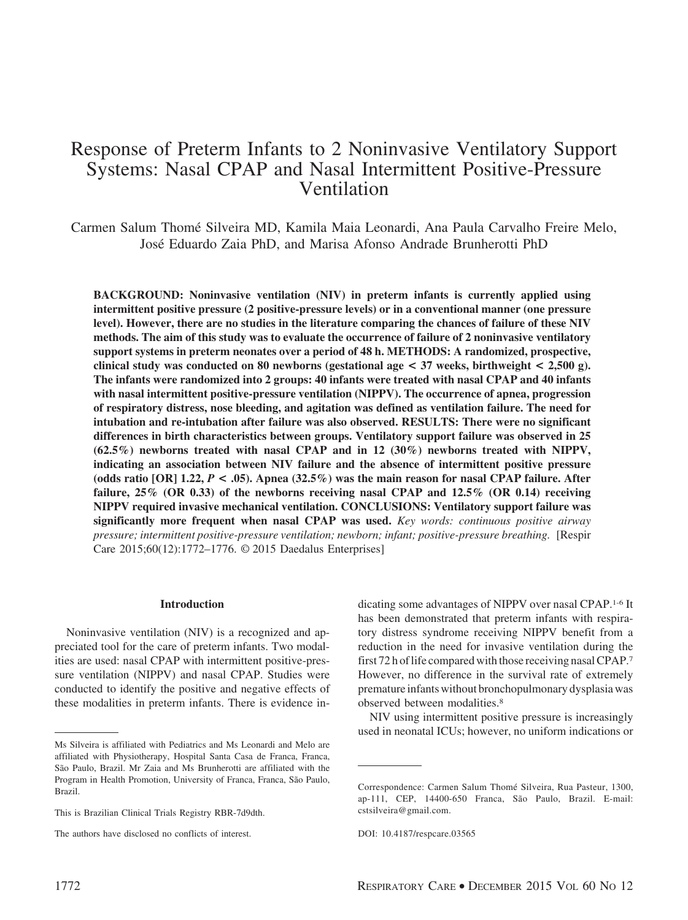# Response of Preterm Infants to 2 Noninvasive Ventilatory Support Systems: Nasal CPAP and Nasal Intermittent Positive-Pressure Ventilation

Carmen Salum Thomé Silveira MD, Kamila Maia Leonardi, Ana Paula Carvalho Freire Melo, José Eduardo Zaia PhD, and Marisa Afonso Andrade Brunherotti PhD

**BACKGROUND: Noninvasive ventilation (NIV) in preterm infants is currently applied using intermittent positive pressure (2 positive-pressure levels) or in a conventional manner (one pressure level). However, there are no studies in the literature comparing the chances of failure of these NIV methods. The aim of this study was to evaluate the occurrence of failure of 2 noninvasive ventilatory support systems in preterm neonates over a period of 48 h. METHODS: A randomized, prospective, clinical study was conducted on 80 newborns (gestational age < 37 weeks, birthweight < 2,500 g). The infants were randomized into 2 groups: 40 infants were treated with nasal CPAP and 40 infants with nasal intermittent positive-pressure ventilation (NIPPV). The occurrence of apnea, progression of respiratory distress, nose bleeding, and agitation was defined as ventilation failure. The need for intubation and re-intubation after failure was also observed. RESULTS: There were no significant differences in birth characteristics between groups. Ventilatory support failure was observed in 25 (62.5%) newborns treated with nasal CPAP and in 12 (30%) newborns treated with NIPPV, indicating an association between NIV failure and the absence of intermittent positive pressure (odds ratio [OR] 1.22, *P* < .05). Apnea (32.5%) was the main reason for nasal CPAP failure. After failure, 25% (OR 0.33) of the newborns receiving nasal CPAP and 12.5% (OR 0.14) receiving NIPPV required invasive mechanical ventilation. CONCLUSIONS: Ventilatory support failure was significantly more frequent when nasal CPAP was used.** *Key words: continuous positive airway pressure; intermittent positive-pressure ventilation; newborn; infant; positive-pressure breathing.* [Respir Care 2015;60(12):1772–1776. © 2015 Daedalus Enterprises]

## Introduction

Noninvasive ventilation (NIV) is a recognized and appreciated tool for the care of preterm infants. Two modalities are used: nasal CPAP with intermittent positive-pressure ventilation (NIPPV) and nasal CPAP. Studies were conducted to identify the positive and negative effects of these modalities in preterm infants. There is evidence indicating some advantages of NIPPV over nasal CPAP.[1-6] It has been demonstrated that preterm infants with respiratory distress syndrome receiving NIPPV benefit from a reduction in the need for invasive ventilation during the first 72 h of life compared with those receiving nasal CPAP.[7] However, no difference in the survival rate of extremely premature infants without bronchopulmonary dysplasia was observed between modalities.[8]

NIV using intermittent positive pressure is increasingly used in neonatal ICUs; however, no uniform indications or

---

Ms Silveira is affiliated with Pediatrics and Ms Leonardi and Melo are affiliated with Physiotherapy, Hospital Santa Casa de Franca, Franca, São Paulo, Brazil. Mr Zaia and Ms Brunherotti are affiliated with the Program in Health Promotion, University of Franca, Franca, São Paulo, Brazil.

This is Brazilian Clinical Trials Registry RBR-7d9dth.

The authors have disclosed no conflicts of interest.

Correspondence: Carmen Salum Thomé Silveira, Rua Pasteur, 1300, ap-111, CEP, 14400-650 Franca, São Paulo, Brazil. E-mail: cstsilveira@gmail.com.

DOI: 10.4187/respcare.03565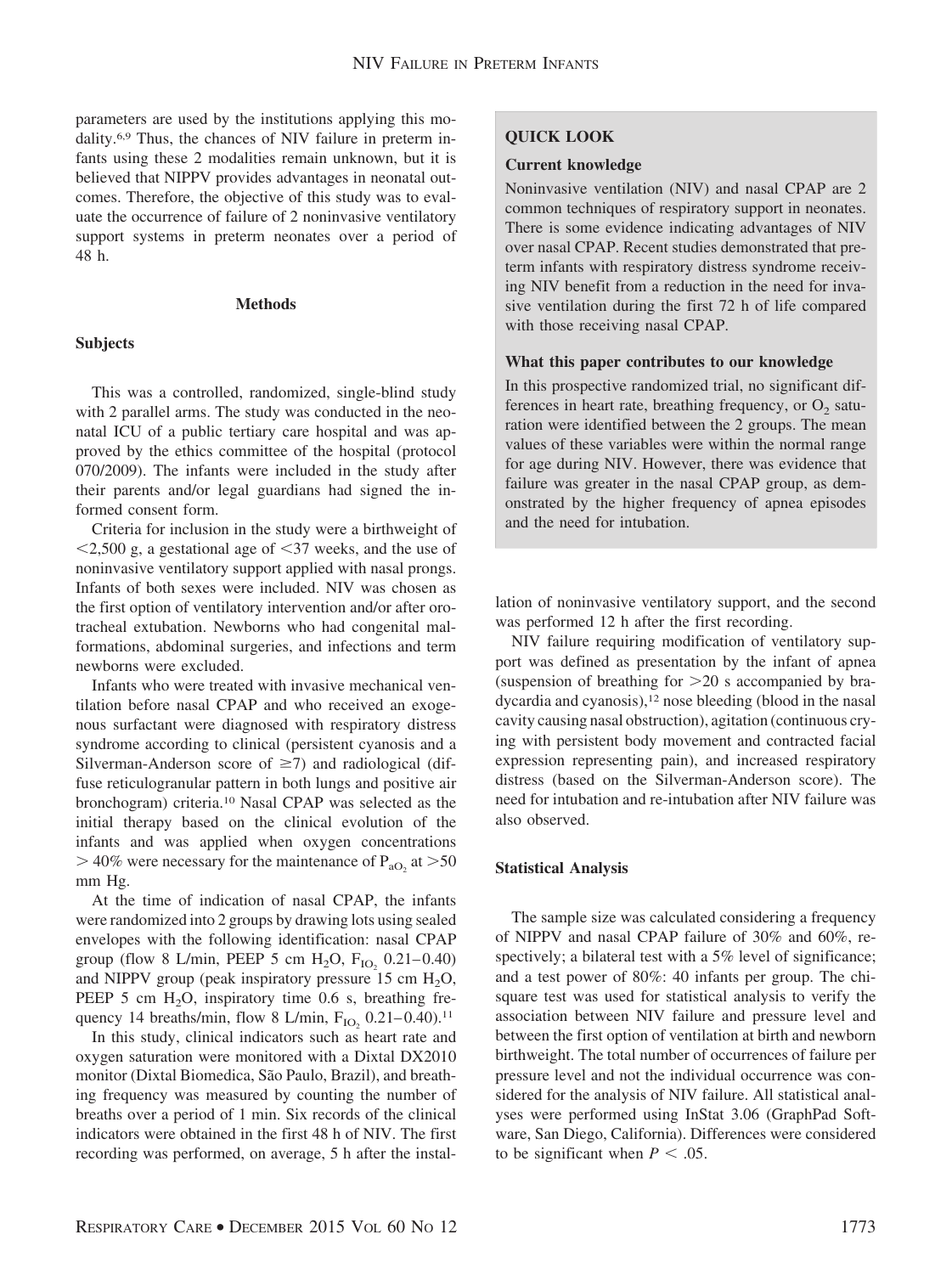parameters are used by the institutions applying this modality.[6,9] Thus, the chances of NIV failure in preterm infants using these 2 modalities remain unknown, but it is believed that NIPPV provides advantages in neonatal outcomes. Therefore, the objective of this study was to evaluate the occurrence of failure of 2 noninvasive ventilatory support systems in preterm neonates over a period of 48 h.

> **QUICK LOOK**
>
> **Current knowledge**
>
> Noninvasive ventilation (NIV) and nasal CPAP are 2 common techniques of respiratory support in neonates. There is some evidence indicating advantages of NIV over nasal CPAP. Recent studies demonstrated that preterm infants with respiratory distress syndrome receiving NIV benefit from a reduction in the need for invasive ventilation during the first 72 h of life compared with those receiving nasal CPAP.
>
> **What this paper contributes to our knowledge**
>
> In this prospective randomized trial, no significant differences in heart rate, breathing frequency, or $O_2$ saturation were identified between the 2 groups. The mean values of these variables were within the normal range for age during NIV. However, there was evidence that failure was greater in the nasal CPAP group, as demonstrated by the higher frequency of apnea episodes and the need for intubation.

## Methods

### Subjects

This was a controlled, randomized, single-blind study with 2 parallel arms. The study was conducted in the neonatal ICU of a public tertiary care hospital and was approved by the ethics committee of the hospital (protocol 070/2009). The infants were included in the study after their parents and/or legal guardians had signed the informed consent form.

Criteria for inclusion in the study were a birthweight of <2,500 g, a gestational age of <37 weeks, and the use of noninvasive ventilatory support applied with nasal prongs. Infants of both sexes were included. NIV was chosen as the first option of ventilatory intervention and/or after orotracheal extubation. Newborns who had congenital malformations, abdominal surgeries, and infections and term newborns were excluded.

Infants who were treated with invasive mechanical ventilation before nasal CPAP and who received an exogenous surfactant were diagnosed with respiratory distress syndrome according to clinical (persistent cyanosis and a Silverman-Anderson score of ≥7) and radiological (diffuse reticulogranular pattern in both lungs and positive air bronchogram) criteria.[10] Nasal CPAP was selected as the initial therapy based on the clinical evolution of the infants and was applied when oxygen concentrations > 40% were necessary for the maintenance of $P_{aO_2}$ at >50 mm Hg.

At the time of indication of nasal CPAP, the infants were randomized into 2 groups by drawing lots using sealed envelopes with the following identification: nasal CPAP group (flow 8 L/min, PEEP 5 cm $H_2O$, $F_{IO_2}$ 0.21–0.40) and NIPPV group (peak inspiratory pressure 15 cm $H_2O$, PEEP 5 cm $H_2O$, inspiratory time 0.6 s, breathing frequency 14 breaths/min, flow 8 L/min, $F_{IO_2}$ 0.21–0.40).[11]

In this study, clinical indicators such as heart rate and oxygen saturation were monitored with a Dixtal DX2010 monitor (Dixtal Biomedica, São Paulo, Brazil), and breathing frequency was measured by counting the number of breaths over a period of 1 min. Six records of the clinical indicators were obtained in the first 48 h of NIV. The first recording was performed, on average, 5 h after the installation of noninvasive ventilatory support, and the second was performed 12 h after the first recording.

NIV failure requiring modification of ventilatory support was defined as presentation by the infant of apnea (suspension of breathing for >20 s accompanied by bradycardia and cyanosis),[12] nose bleeding (blood in the nasal cavity causing nasal obstruction), agitation (continuous crying with persistent body movement and contracted facial expression representing pain), and increased respiratory distress (based on the Silverman-Anderson score). The need for intubation and re-intubation after NIV failure was also observed.

### Statistical Analysis

The sample size was calculated considering a frequency of NIPPV and nasal CPAP failure of 30% and 60%, respectively; a bilateral test with a 5% level of significance; and a test power of 80%: 40 infants per group. The chi-square test was used for statistical analysis to verify the association between NIV failure and pressure level and between the first option of ventilation at birth and newborn birthweight. The total number of occurrences of failure per pressure level and not the individual occurrence was considered for the analysis of NIV failure. All statistical analyses were performed using InStat 3.06 (GraphPad Software, San Diego, California). Differences were considered to be significant when $P < .05$.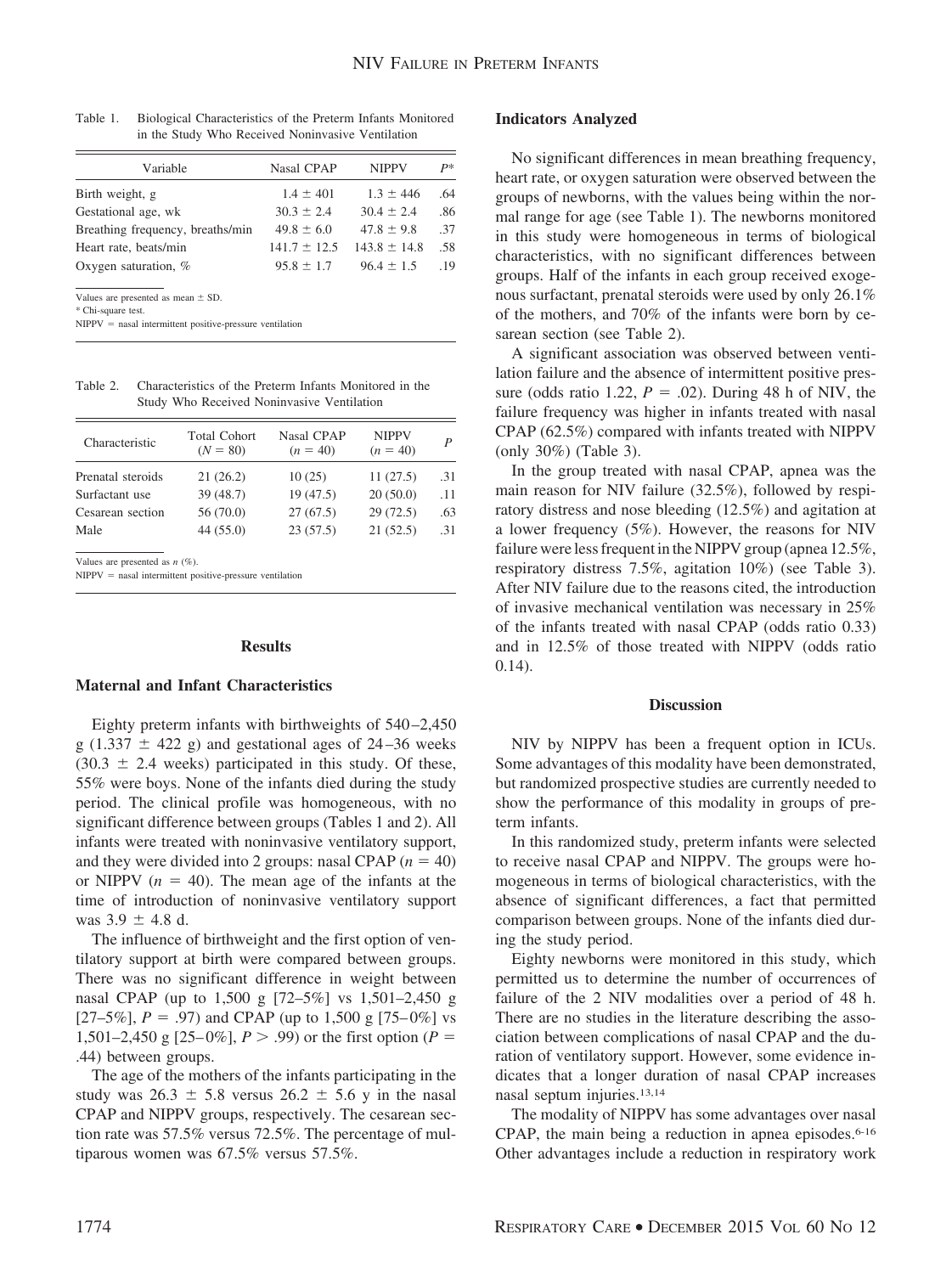Table 1. Biological Characteristics of the Preterm Infants Monitored in the Study Who Received Noninvasive Ventilation

| Variable | Nasal CPAP | NIPPV | $P$* |
|---|---|---|---|
| Birth weight, g | 1.4 ± 401 | 1.3 ± 446 | .64 |
| Gestational age, wk | 30.3 ± 2.4 | 30.4 ± 2.4 | .86 |
| Breathing frequency, breaths/min | 49.8 ± 6.0 | 47.8 ± 9.8 | .37 |
| Heart rate, beats/min | 141.7 ± 12.5 | 143.8 ± 14.8 | .58 |
| Oxygen saturation, % | 95.8 ± 1.7 | 96.4 ± 1.5 | .19 |

Values are presented as mean ± SD.
* Chi-square test.
NIPPV = nasal intermittent positive-pressure ventilation

Table 2. Characteristics of the Preterm Infants Monitored in the Study Who Received Noninvasive Ventilation

| Characteristic | Total Cohort ($N$ = 80) | Nasal CPAP ($n$ = 40) | NIPPV ($n$ = 40) | $P$ |
|---|---|---|---|---|
| Prenatal steroids | 21 (26.2) | 10 (25) | 11 (27.5) | .31 |
| Surfactant use | 39 (48.7) | 19 (47.5) | 20 (50.0) | .11 |
| Cesarean section | 56 (70.0) | 27 (67.5) | 29 (72.5) | .63 |
| Male | 44 (55.0) | 23 (57.5) | 21 (52.5) | .31 |

Values are presented as $n$ (%).
NIPPV = nasal intermittent positive-pressure ventilation

## Results

### Maternal and Infant Characteristics

Eighty preterm infants with birthweights of 540–2,450 g (1.337 ± 422 g) and gestational ages of 24–36 weeks (30.3 ± 2.4 weeks) participated in this study. Of these, 55% were boys. None of the infants died during the study period. The clinical profile was homogeneous, with no significant difference between groups (Tables 1 and 2). All infants were treated with noninvasive ventilatory support, and they were divided into 2 groups: nasal CPAP ($n$ = 40) or NIPPV ($n$ = 40). The mean age of the infants at the time of introduction of noninvasive ventilatory support was 3.9 ± 4.8 d.

The influence of birthweight and the first option of ventilatory support at birth were compared between groups. There was no significant difference in weight between nasal CPAP (up to 1,500 g [72–5%] vs 1,501–2,450 g [27–5%], $P$ = .97) and CPAP (up to 1,500 g [75–0%] vs 1,501–2,450 g [25–0%], $P$ > .99) or the first option ($P$ = .44) between groups.

The age of the mothers of the infants participating in the study was 26.3 ± 5.8 versus 26.2 ± 5.6 y in the nasal CPAP and NIPPV groups, respectively. The cesarean section rate was 57.5% versus 72.5%. The percentage of multiparous women was 67.5% versus 57.5%.

### Indicators Analyzed

No significant differences in mean breathing frequency, heart rate, or oxygen saturation were observed between the groups of newborns, with the values being within the normal range for age (see Table 1). The newborns monitored in this study were homogeneous in terms of biological characteristics, with no significant differences between groups. Half of the infants in each group received exogenous surfactant, prenatal steroids were used by only 26.1% of the mothers, and 70% of the infants were born by cesarean section (see Table 2).

A significant association was observed between ventilation failure and the absence of intermittent positive pressure (odds ratio 1.22, $P$ = .02). During 48 h of NIV, the failure frequency was higher in infants treated with nasal CPAP (62.5%) compared with infants treated with NIPPV (only 30%) (Table 3).

In the group treated with nasal CPAP, apnea was the main reason for NIV failure (32.5%), followed by respiratory distress and nose bleeding (12.5%) and agitation at a lower frequency (5%). However, the reasons for NIV failure were less frequent in the NIPPV group (apnea 12.5%, respiratory distress 7.5%, agitation 10%) (see Table 3). After NIV failure due to the reasons cited, the introduction of invasive mechanical ventilation was necessary in 25% of the infants treated with nasal CPAP (odds ratio 0.33) and in 12.5% of those treated with NIPPV (odds ratio 0.14).

## Discussion

NIV by NIPPV has been a frequent option in ICUs. Some advantages of this modality have been demonstrated, but randomized prospective studies are currently needed to show the performance of this modality in groups of preterm infants.

In this randomized study, preterm infants were selected to receive nasal CPAP and NIPPV. The groups were homogeneous in terms of biological characteristics, with the absence of significant differences, a fact that permitted comparison between groups. None of the infants died during the study period.

Eighty newborns were monitored in this study, which permitted us to determine the number of occurrences of failure of the 2 NIV modalities over a period of 48 h. There are no studies in the literature describing the association between complications of nasal CPAP and the duration of ventilatory support. However, some evidence indicates that a longer duration of nasal CPAP increases nasal septum injuries.[13,14]

The modality of NIPPV has some advantages over nasal CPAP, the main being a reduction in apnea episodes.[6-16] Other advantages include a reduction in respiratory work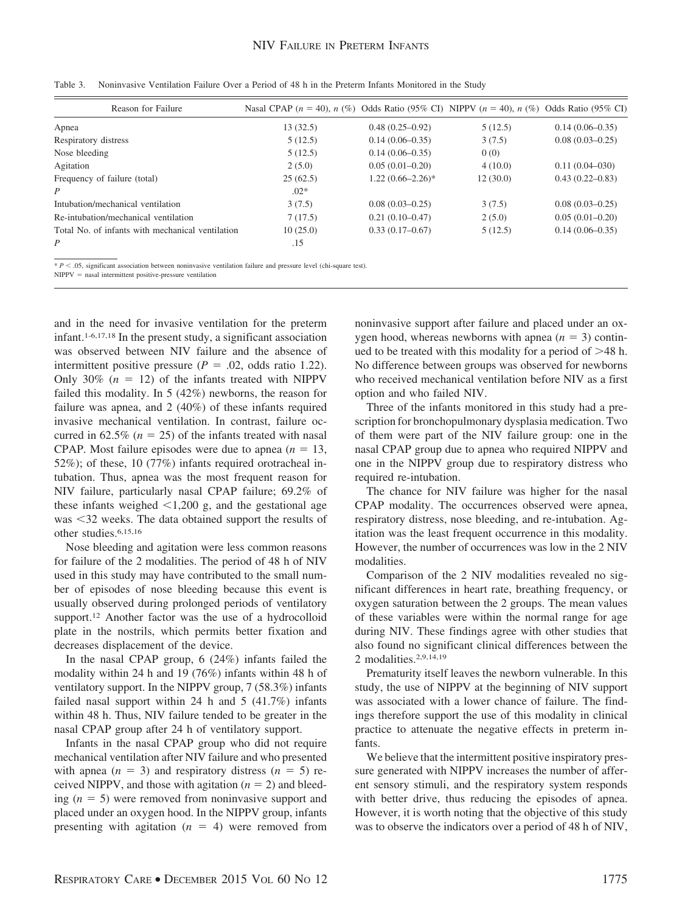Table 3. Noninvasive Ventilation Failure Over a Period of 48 h in the Preterm Infants Monitored in the Study

| Reason for Failure | Nasal CPAP ($n$ = 40), $n$ (%) | Odds Ratio (95% CI) | NIPPV ($n$ = 40), $n$ (%) | Odds Ratio (95% CI) |
|---|---|---|---|---|
| Apnea | 13 (32.5) | 0.48 (0.25–0.92) | 5 (12.5) | 0.14 (0.06–0.35) |
| Respiratory distress | 5 (12.5) | 0.14 (0.06–0.35) | 3 (7.5) | 0.08 (0.03–0.25) |
| Nose bleeding | 5 (12.5) | 0.14 (0.06–0.35) | 0 (0) | |
| Agitation | 2 (5.0) | 0.05 (0.01–0.20) | 4 (10.0) | 0.11 (0.04–030) |
| Frequency of failure (total) | 25 (62.5) | 1.22 (0.66–2.26)* | 12 (30.0) | 0.43 (0.22–0.83) |
| $P$ | .02* | | | |
| Intubation/mechanical ventilation | 3 (7.5) | 0.08 (0.03–0.25) | 3 (7.5) | 0.08 (0.03–0.25) |
| Re-intubation/mechanical ventilation | 7 (17.5) | 0.21 (0.10–0.47) | 2 (5.0) | 0.05 (0.01–0.20) |
| Total No. of infants with mechanical ventilation | 10 (25.0) | 0.33 (0.17–0.67) | 5 (12.5) | 0.14 (0.06–0.35) |
| $P$ | .15 | | | |

* $P < .05$, significant association between noninvasive ventilation failure and pressure level (chi-square test).
NIPPV = nasal intermittent positive-pressure ventilation

and in the need for invasive ventilation for the preterm infant.[1-6,17,18] In the present study, a significant association was observed between NIV failure and the absence of intermittent positive pressure ($P = .02$, odds ratio 1.22). Only 30% ($n = 12$) of the infants treated with NIPPV failed this modality. In 5 (42%) newborns, the reason for failure was apnea, and 2 (40%) of these infants required invasive mechanical ventilation. In contrast, failure occurred in 62.5% ($n = 25$) of the infants treated with nasal CPAP. Most failure episodes were due to apnea ($n = 13$, 52%); of these, 10 (77%) infants required orotracheal intubation. Thus, apnea was the most frequent reason for NIV failure, particularly nasal CPAP failure; 69.2% of these infants weighed <1,200 g, and the gestational age was <32 weeks. The data obtained support the results of other studies.[6,15,16]

Nose bleeding and agitation were less common reasons for failure of the 2 modalities. The period of 48 h of NIV used in this study may have contributed to the small number of episodes of nose bleeding because this event is usually observed during prolonged periods of ventilatory support.[12] Another factor was the use of a hydrocolloid plate in the nostrils, which permits better fixation and decreases displacement of the device.

In the nasal CPAP group, 6 (24%) infants failed the modality within 24 h and 19 (76%) infants within 48 h of ventilatory support. In the NIPPV group, 7 (58.3%) infants failed nasal support within 24 h and 5 (41.7%) infants within 48 h. Thus, NIV failure tended to be greater in the nasal CPAP group after 24 h of ventilatory support.

Infants in the nasal CPAP group who did not require mechanical ventilation after NIV failure and who presented with apnea ($n = 3$) and respiratory distress ($n = 5$) received NIPPV, and those with agitation ($n = 2$) and bleeding ($n = 5$) were removed from noninvasive support and placed under an oxygen hood. In the NIPPV group, infants presenting with agitation ($n = 4$) were removed from noninvasive support after failure and placed under an oxygen hood, whereas newborns with apnea ($n = 3$) continued to be treated with this modality for a period of >48 h. No difference between groups was observed for newborns who received mechanical ventilation before NIV as a first option and who failed NIV.

Three of the infants monitored in this study had a prescription for bronchopulmonary dysplasia medication. Two of them were part of the NIV failure group: one in the nasal CPAP group due to apnea who required NIPPV and one in the NIPPV group due to respiratory distress who required re-intubation.

The chance for NIV failure was higher for the nasal CPAP modality. The occurrences observed were apnea, respiratory distress, nose bleeding, and re-intubation. Agitation was the least frequent occurrence in this modality. However, the number of occurrences was low in the 2 NIV modalities.

Comparison of the 2 NIV modalities revealed no significant differences in heart rate, breathing frequency, or oxygen saturation between the 2 groups. The mean values of these variables were within the normal range for age during NIV. These findings agree with other studies that also found no significant clinical differences between the 2 modalities.[2,9,14,19]

Prematurity itself leaves the newborn vulnerable. In this study, the use of NIPPV at the beginning of NIV support was associated with a lower chance of failure. The findings therefore support the use of this modality in clinical practice to attenuate the negative effects in preterm infants.

We believe that the intermittent positive inspiratory pressure generated with NIPPV increases the number of afferent sensory stimuli, and the respiratory system responds with better drive, thus reducing the episodes of apnea. However, it is worth noting that the objective of this study was to observe the indicators over a period of 48 h of NIV,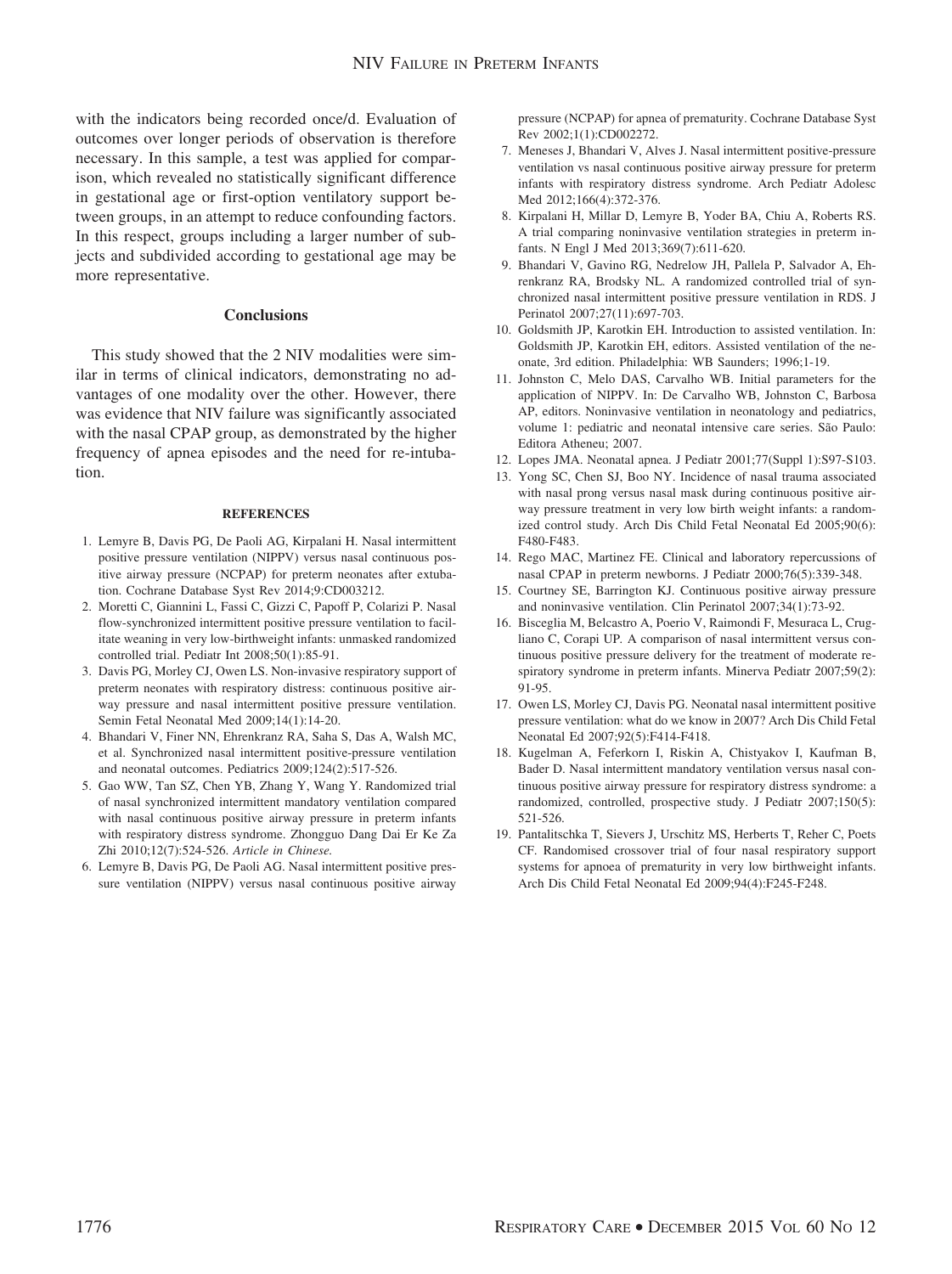with the indicators being recorded once/d. Evaluation of outcomes over longer periods of observation is therefore necessary. In this sample, a test was applied for comparison, which revealed no statistically significant difference in gestational age or first-option ventilatory support between groups, in an attempt to reduce confounding factors. In this respect, groups including a larger number of subjects and subdivided according to gestational age may be more representative.

## Conclusions

This study showed that the 2 NIV modalities were similar in terms of clinical indicators, demonstrating no advantages of one modality over the other. However, there was evidence that NIV failure was significantly associated with the nasal CPAP group, as demonstrated by the higher frequency of apnea episodes and the need for re-intubation.

## REFERENCES

1. Lemyre B, Davis PG, De Paoli AG, Kirpalani H. Nasal intermittent positive pressure ventilation (NIPPV) versus nasal continuous positive airway pressure (NCPAP) for preterm neonates after extubation. Cochrane Database Syst Rev 2014;9:CD003212.
2. Moretti C, Giannini L, Fassi C, Gizzi C, Papoff P, Colarizi P. Nasal flow-synchronized intermittent positive pressure ventilation to facilitate weaning in very low-birthweight infants: unmasked randomized controlled trial. Pediatr Int 2008;50(1):85-91.
3. Davis PG, Morley CJ, Owen LS. Non-invasive respiratory support of preterm neonates with respiratory distress: continuous positive airway pressure and nasal intermittent positive pressure ventilation. Semin Fetal Neonatal Med 2009;14(1):14-20.
4. Bhandari V, Finer NN, Ehrenkranz RA, Saha S, Das A, Walsh MC, et al. Synchronized nasal intermittent positive-pressure ventilation and neonatal outcomes. Pediatrics 2009;124(2):517-526.
5. Gao WW, Tan SZ, Chen YB, Zhang Y, Wang Y. Randomized trial of nasal synchronized intermittent mandatory ventilation compared with nasal continuous positive airway pressure in preterm infants with respiratory distress syndrome. Zhongguo Dang Dai Er Ke Za Zhi 2010;12(7):524-526. *Article in Chinese.*
6. Lemyre B, Davis PG, De Paoli AG. Nasal intermittent positive pressure ventilation (NIPPV) versus nasal continuous positive airway pressure (NCPAP) for apnea of prematurity. Cochrane Database Syst Rev 2002;1(1):CD002272.
7. Meneses J, Bhandari V, Alves J. Nasal intermittent positive-pressure ventilation vs nasal continuous positive airway pressure for preterm infants with respiratory distress syndrome. Arch Pediatr Adolesc Med 2012;166(4):372-376.
8. Kirpalani H, Millar D, Lemyre B, Yoder BA, Chiu A, Roberts RS. A trial comparing noninvasive ventilation strategies in preterm infants. N Engl J Med 2013;369(7):611-620.
9. Bhandari V, Gavino RG, Nedrelow JH, Pallela P, Salvador A, Ehrenkranz RA, Brodsky NL. A randomized controlled trial of synchronized nasal intermittent positive pressure ventilation in RDS. J Perinatol 2007;27(11):697-703.
10. Goldsmith JP, Karotkin EH. Introduction to assisted ventilation. In: Goldsmith JP, Karotkin EH, editors. Assisted ventilation of the neonate, 3rd edition. Philadelphia: WB Saunders; 1996;1-19.
11. Johnston C, Melo DAS, Carvalho WB. Initial parameters for the application of NIPPV. In: De Carvalho WB, Johnston C, Barbosa AP, editors. Noninvasive ventilation in neonatology and pediatrics, volume 1: pediatric and neonatal intensive care series. São Paulo: Editora Atheneu; 2007.
12. Lopes JMA. Neonatal apnea. J Pediatr 2001;77(Suppl 1):S97-S103.
13. Yong SC, Chen SJ, Boo NY. Incidence of nasal trauma associated with nasal prong versus nasal mask during continuous positive airway pressure treatment in very low birth weight infants: a randomized control study. Arch Dis Child Fetal Neonatal Ed 2005;90(6):F480-F483.
14. Rego MAC, Martinez FE. Clinical and laboratory repercussions of nasal CPAP in preterm newborns. J Pediatr 2000;76(5):339-348.
15. Courtney SE, Barrington KJ. Continuous positive airway pressure and noninvasive ventilation. Clin Perinatol 2007;34(1):73-92.
16. Bisceglia M, Belcastro A, Poerio V, Raimondi F, Mesuraca L, Crugliano C, Corapi UP. A comparison of nasal intermittent versus continuous positive pressure delivery for the treatment of moderate respiratory syndrome in preterm infants. Minerva Pediatr 2007;59(2):91-95.
17. Owen LS, Morley CJ, Davis PG. Neonatal nasal intermittent positive pressure ventilation: what do we know in 2007? Arch Dis Child Fetal Neonatal Ed 2007;92(5):F414-F418.
18. Kugelman A, Feferkorn I, Riskin A, Chistyakov I, Kaufman B, Bader D. Nasal intermittent mandatory ventilation versus nasal continuous positive airway pressure for respiratory distress syndrome: a randomized, controlled, prospective study. J Pediatr 2007;150(5):521-526.
19. Pantalitschka T, Sievers J, Urschitz MS, Herberts T, Reher C, Poets CF. Randomised crossover trial of four nasal respiratory support systems for apnoea of prematurity in very low birthweight infants. Arch Dis Child Fetal Neonatal Ed 2009;94(4):F245-F248.